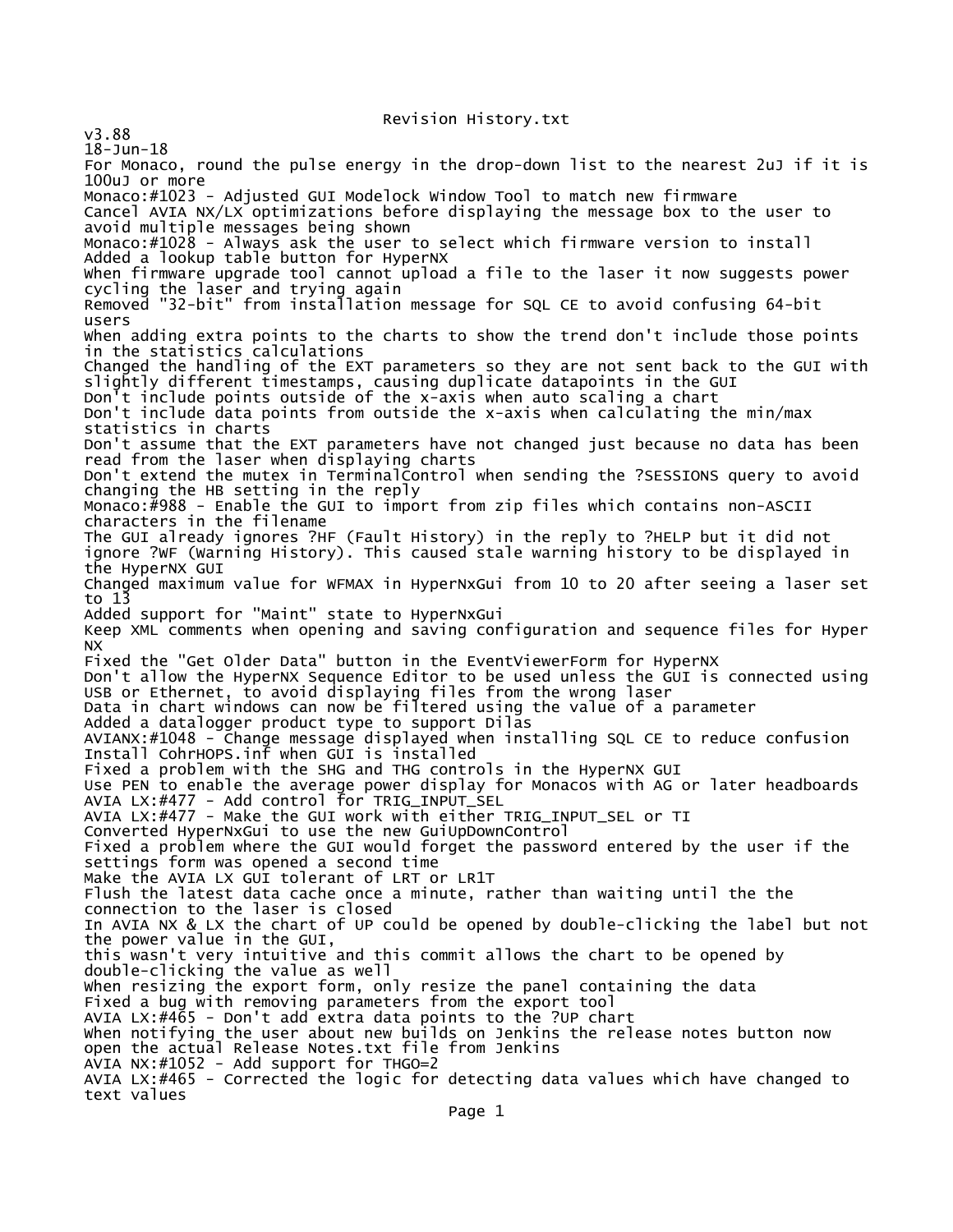Revision History.txt

v3.88

18-Jun-18

For Monaco, round the pulse energy in the drop-down list to the nearest 2uJ if it is 100uJ or more

Monaco:#1023 - Adjusted GUI Modelock Window Tool to match new firmware

Cancel AVIA NX/LX optimizations before displaying the message box to the user to avoid multiple messages being shown

Monaco:#1028 - Always ask the user to select which firmware version to install

Added a lookup table button for HyperNX

When firmware upgrade tool cannot upload a file to the laser it now suggests power cycling the laser and trying again

Removed "32-bit" from installation message for SQL CE to avoid confusing 64-bit users

When adding extra points to the charts to show the trend don't include those points in the statistics calculations

Changed the handling of the EXT parameters so they are not sent back to the GUI with slightly different timestamps, causing duplicate datapoints in the GUI

Don't include points outside of the x-axis when auto scaling a chart

Don't include data points from outside the x-axis when calculating the min/max statistics in charts

Don't assume that the EXT parameters have not changed just because no data has been read from the laser when displaying charts

Don't extend the mutex in TerminalControl when sending the ?SESSIONS query to avoid changing the HB setting in the reply

Monaco:#988 - Enable the GUI to import from zip files which contains non-ASCII characters in the filename

The GUI already ignores ?HF (Fault History) in the reply to ?HELP but it did not ignore ?WF (Warning History). This caused stale warning history to be displayed in the HyperNX GUI

Changed maximum value for WFMAX in HyperNxGui from 10 to 20 after seeing a laser set to 13

Added support for "Maint" state to HyperNxGui

Keep XML comments when opening and saving configuration and sequence files for Hyper NX

Fixed the "Get Older Data" button in the EventViewerForm for HyperNX

Don't allow the HyperNX Sequence Editor to be used unless the GUI is connected using USB or Ethernet, to avoid displaying files from the wrong laser

Data in chart windows can now be filtered using the value of a parameter

Added a datalogger product type to support Dilas

AVIANX:#1048 - Change message displayed when installing SQL CE to reduce confusion

Install CohrHOPS.inf when GUI is installed

Fixed a problem with the SHG and THG controls in the HyperNX GUI

Use PEN to enable the average power display for Monacos with AG or later headboards

AVIA LX:#477 - Add control for TRIG_INPUT_SEL

AVIA LX:#477 - Make the GUI work with either TRIG_INPUT_SEL or TI

Converted HyperNxGui to use the new GuiUpDownControl

Fixed a problem where the GUI would forget the password entered by the user if the settings form was opened a second time

Make the AVIA LX GUI tolerant of LRT or LR1T

Flush the latest data cache once a minute, rather than waiting until the the connection to the laser is closed

In AVIA NX & LX the chart of UP could be opened by double-clicking the label but not the power value in the GUI,
this wasn't very intuitive and this commit allows the chart to be opened by double-clicking the value as well

When resizing the export form, only resize the panel containing the data

Fixed a bug with removing parameters from the export tool

AVIA LX:#465 - Don't add extra data points to the ?UP chart

When notifying the user about new builds on Jenkins the release notes button now open the actual Release Notes.txt file from Jenkins

AVIA NX:#1052 - Add support for THGO=2

AVIA LX:#465 - Corrected the logic for detecting data values which have changed to text values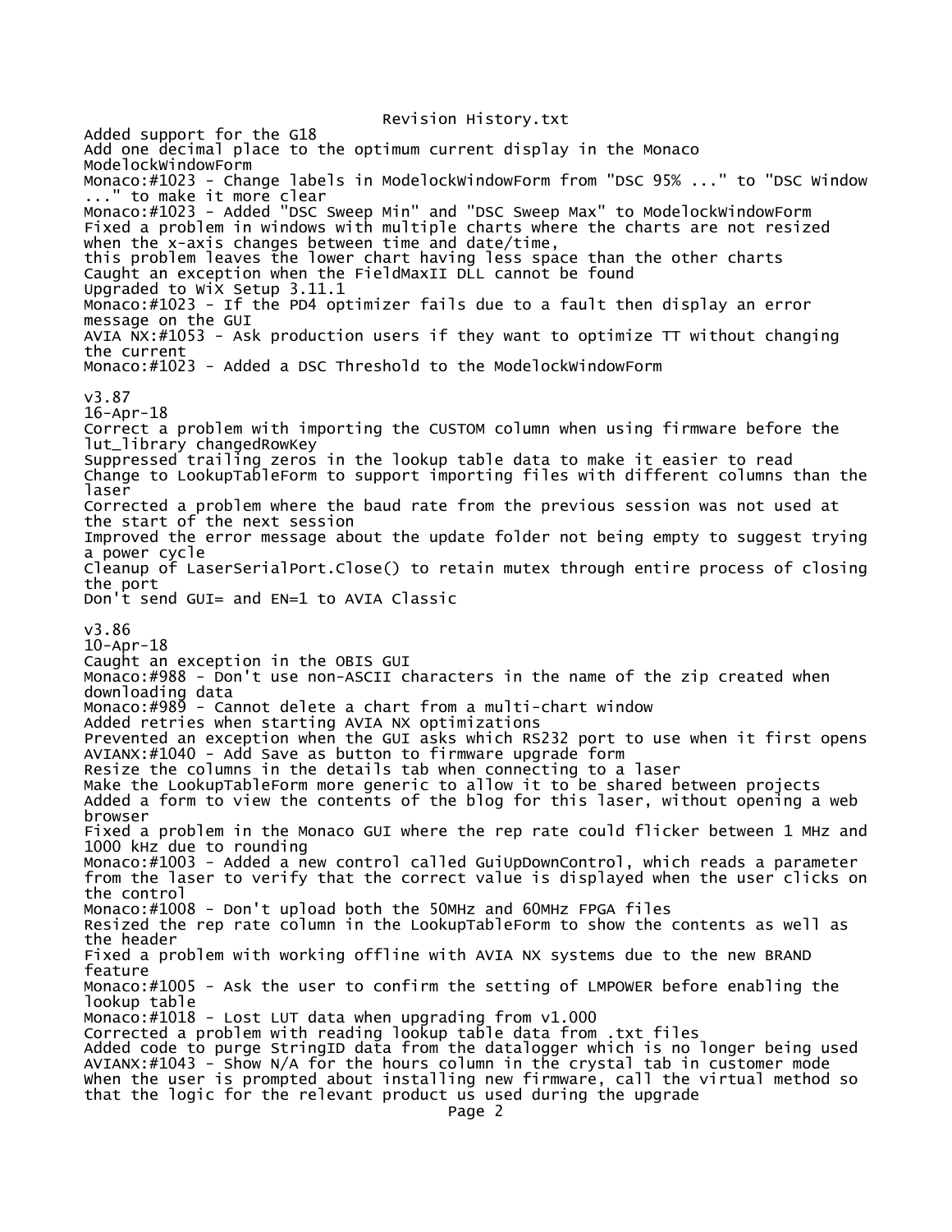Added support for the G18
Add one decimal place to the optimum current display in the Monaco ModelockWindowForm
Monaco:#1023 - Change labels in ModelockWindowForm from "DSC 95% ..." to "DSC Window ..." to make it more clear
Monaco:#1023 - Added "DSC Sweep Min" and "DSC Sweep Max" to ModelockWindowForm
Fixed a problem in windows with multiple charts where the charts are not resized when the x-axis changes between time and date/time,
this problem leaves the lower chart having less space than the other charts
Caught an exception when the FieldMaxII DLL cannot be found
Upgraded to WiX Setup 3.11.1
Monaco:#1023 - If the PD4 optimizer fails due to a fault then display an error message on the GUI
AVIA NX:#1053 - Ask production users if they want to optimize TT without changing the current
Monaco:#1023 - Added a DSC Threshold to the ModelockWindowForm

v3.87
16-Apr-18
Correct a problem with importing the CUSTOM column when using firmware before the lut_library changedRowKey
Suppressed trailing zeros in the lookup table data to make it easier to read
Change to LookupTableForm to support importing files with different columns than the laser
Corrected a problem where the baud rate from the previous session was not used at the start of the next session
Improved the error message about the update folder not being empty to suggest trying a power cycle
Cleanup of LaserSerialPort.Close() to retain mutex through entire process of closing the port
Don't send GUI= and EN=1 to AVIA Classic

v3.86
10-Apr-18
Caught an exception in the OBIS GUI
Monaco:#988 - Don't use non-ASCII characters in the name of the zip created when downloading data
Monaco:#989 - Cannot delete a chart from a multi-chart window
Added retries when starting AVIA NX optimizations
Prevented an exception when the GUI asks which RS232 port to use when it first opens
AVIANX:#1040 - Add Save as button to firmware upgrade form
Resize the columns in the details tab when connecting to a laser
Make the LookupTableForm more generic to allow it to be shared between projects
Added a form to view the contents of the blog for this laser, without opening a web browser
Fixed a problem in the Monaco GUI where the rep rate could flicker between 1 MHz and 1000 kHz due to rounding
Monaco:#1003 - Added a new control called GuiUpDownControl, which reads a parameter from the laser to verify that the correct value is displayed when the user clicks on the control
Monaco:#1008 - Don't upload both the 50MHz and 60MHz FPGA files
Resized the rep rate column in the LookupTableForm to show the contents as well as the header
Fixed a problem with working offline with AVIA NX systems due to the new BRAND feature
Monaco:#1005 - Ask the user to confirm the setting of LMPOWER before enabling the lookup table
Monaco:#1018 - Lost LUT data when upgrading from v1.000
Corrected a problem with reading lookup table data from .txt files
Added code to purge StringID data from the datalogger which is no longer being used
AVIANX:#1043 - Show N/A for the hours column in the crystal tab in customer mode
When the user is prompted about installing new firmware, call the virtual method so that the logic for the relevant product us used during the upgrade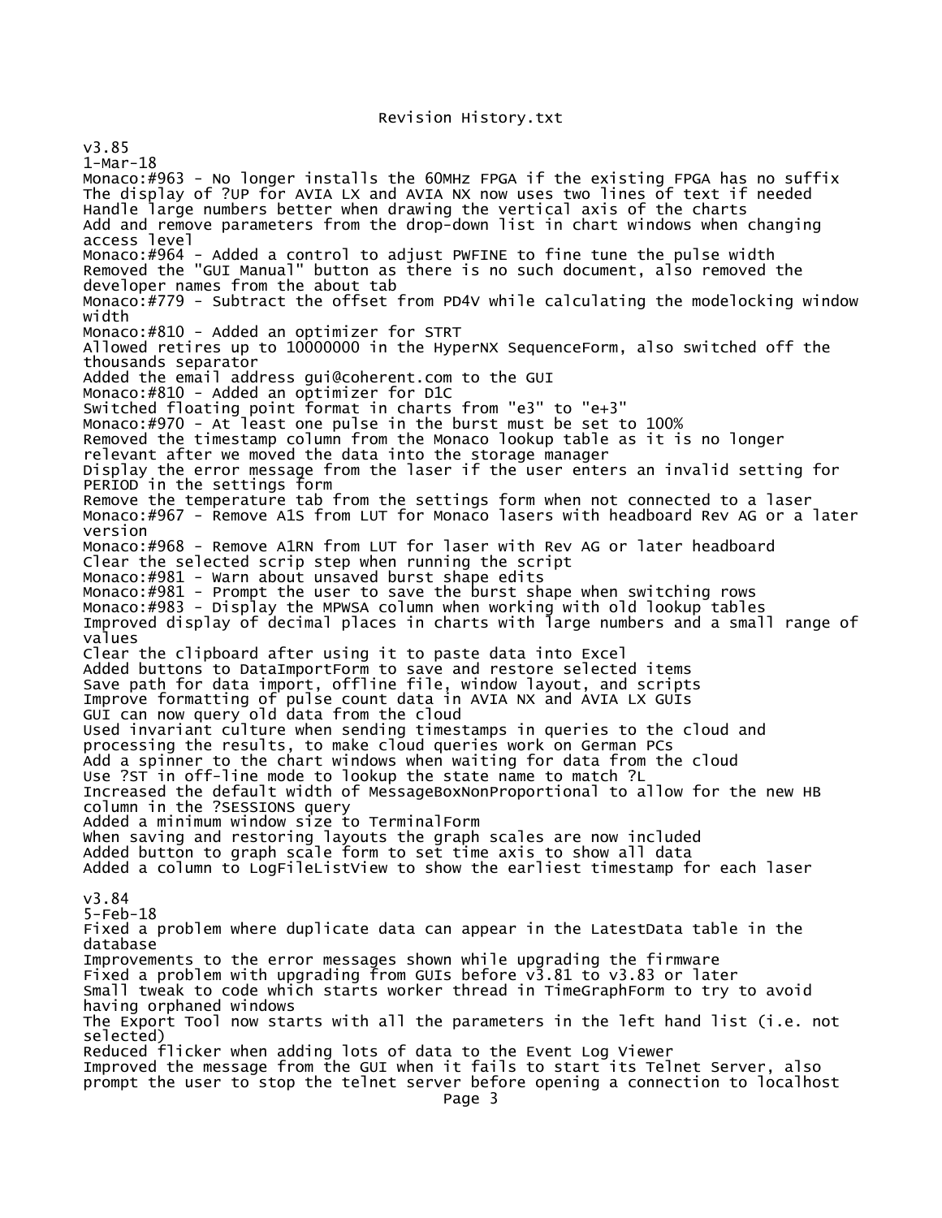v3.85
1-Mar-18
Monaco:#963 - No longer installs the 60MHz FPGA if the existing FPGA has no suffix
The display of ?UP for AVIA LX and AVIA NX now uses two lines of text if needed
Handle large numbers better when drawing the vertical axis of the charts
Add and remove parameters from the drop-down list in chart windows when changing access level
Monaco:#964 - Added a control to adjust PWFINE to fine tune the pulse width
Removed the "GUI Manual" button as there is no such document, also removed the developer names from the about tab
Monaco:#779 - Subtract the offset from PD4V while calculating the modelocking window width
Monaco:#810 - Added an optimizer for STRT
Allowed retires up to 10000000 in the HyperNX SequenceForm, also switched off the thousands separator
Added the email address gui@coherent.com to the GUI
Monaco:#810 - Added an optimizer for D1C
Switched floating point format in charts from "e3" to "e+3"
Monaco:#970 - At least one pulse in the burst must be set to 100%
Removed the timestamp column from the Monaco lookup table as it is no longer relevant after we moved the data into the storage manager
Display the error message from the laser if the user enters an invalid setting for PERIOD in the settings form
Remove the temperature tab from the settings form when not connected to a laser
Monaco:#967 - Remove A1S from LUT for Monaco lasers with headboard Rev AG or a later version
Monaco:#968 - Remove A1RN from LUT for laser with Rev AG or later headboard
Clear the selected scrip step when running the script
Monaco:#981 - Warn about unsaved burst shape edits
Monaco:#981 - Prompt the user to save the burst shape when switching rows
Monaco:#983 - Display the MPWSA column when working with old lookup tables
Improved display of decimal places in charts with large numbers and a small range of values
Clear the clipboard after using it to paste data into Excel
Added buttons to DataImportForm to save and restore selected items
Save path for data import, offline file, window layout, and scripts
Improve formatting of pulse count data in AVIA NX and AVIA LX GUIs
GUI can now query old data from the cloud
Used invariant culture when sending timestamps in queries to the cloud and processing the results, to make cloud queries work on German PCs
Add a spinner to the chart windows when waiting for data from the cloud
Use ?ST in off-line mode to lookup the state name to match ?L
Increased the default width of MessageBoxNonProportional to allow for the new HB column in the ?SESSIONS query
Added a minimum window size to TerminalForm
When saving and restoring layouts the graph scales are now included
Added button to graph scale form to set time axis to show all data
Added a column to LogFileListView to show the earliest timestamp for each laser

v3.84
5-Feb-18
Fixed a problem where duplicate data can appear in the LatestData table in the database
Improvements to the error messages shown while upgrading the firmware
Fixed a problem with upgrading from GUIs before v3.81 to v3.83 or later
Small tweak to code which starts worker thread in TimeGraphForm to try to avoid having orphaned windows
The Export Tool now starts with all the parameters in the left hand list (i.e. not selected)
Reduced flicker when adding lots of data to the Event Log Viewer
Improved the message from the GUI when it fails to start its Telnet Server, also prompt the user to stop the telnet server before opening a connection to localhost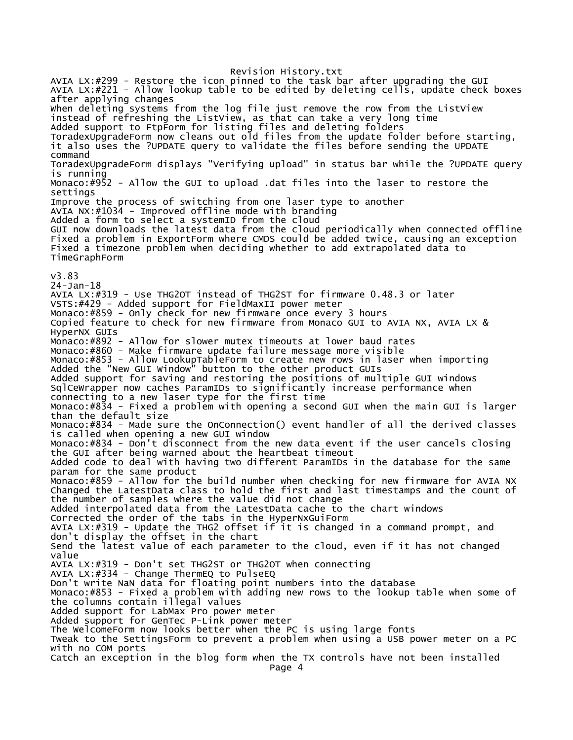AVIA LX:#299 - Restore the icon pinned to the task bar after upgrading the GUI
AVIA LX:#221 - Allow lookup table to be edited by deleting cells, update check boxes after applying changes
When deleting systems from the log file just remove the row from the ListView instead of refreshing the ListView, as that can take a very long time
Added support to FtpForm for listing files and deleting folders
ToradexUpgradeForm now cleans out old files from the update folder before starting, it also uses the ?UPDATE query to validate the files before sending the UPDATE command
ToradexUpgradeForm displays "Verifying upload" in status bar while the ?UPDATE query is running
Monaco:#952 - Allow the GUI to upload .dat files into the laser to restore the settings
Improve the process of switching from one laser type to another
AVIA NX:#1034 - Improved offline mode with branding
Added a form to select a systemID from the cloud
GUI now downloads the latest data from the cloud periodically when connected offline
Fixed a problem in ExportForm where CMDS could be added twice, causing an exception
Fixed a timezone problem when deciding whether to add extrapolated data to TimeGraphForm

v3.83
24-Jan-18
AVIA LX:#319 - Use THG2OT instead of THG2ST for firmware 0.48.3 or later
VSTS:#429 - Added support for FieldMaxII power meter
Monaco:#859 - Only check for new firmware once every 3 hours
Copied feature to check for new firmware from Monaco GUI to AVIA NX, AVIA LX & HyperNX GUIs
Monaco:#892 - Allow for slower mutex timeouts at lower baud rates
Monaco:#860 - Make firmware update failure message more visible
Monaco:#853 - Allow LookupTableForm to create new rows in laser when importing
Added the "New GUI Window" button to the other product GUIs
Added support for saving and restoring the positions of multiple GUI windows
SqlCeWrapper now caches ParamIDs to significantly increase performance when connecting to a new laser type for the first time
Monaco:#834 - Fixed a problem with opening a second GUI when the main GUI is larger than the default size
Monaco:#834 - Made sure the OnConnection() event handler of all the derived classes is called when opening a new GUI window
Monaco:#834 - Don't disconnect from the new data event if the user cancels closing the GUI after being warned about the heartbeat timeout
Added code to deal with having two different ParamIDs in the database for the same param for the same product
Monaco:#859 - Allow for the build number when checking for new firmware for AVIA NX
Changed the LatestData class to hold the first and last timestamps and the count of the number of samples where the value did not change
Added interpolated data from the LatestData cache to the chart windows
Corrected the order of the tabs in the HyperNxGuiForm
AVIA LX:#319 - Update the THG2 offset if it is changed in a command prompt, and don't display the offset in the chart
Send the latest value of each parameter to the cloud, even if it has not changed value
AVIA LX:#319 - Don't set THG2ST or THG2OT when connecting
AVIA LX:#334 - Change ThermEQ to PulseEQ
Don't write NaN data for floating point numbers into the database
Monaco:#853 - Fixed a problem with adding new rows to the lookup table when some of the columns contain illegal values
Added support for LabMax Pro power meter
Added support for GenTec P-Link power meter
The WelcomeForm now looks better when the PC is using large fonts
Tweak to the SettingsForm to prevent a problem when using a USB power meter on a PC with no COM ports
Catch an exception in the blog form when the TX controls have not been installed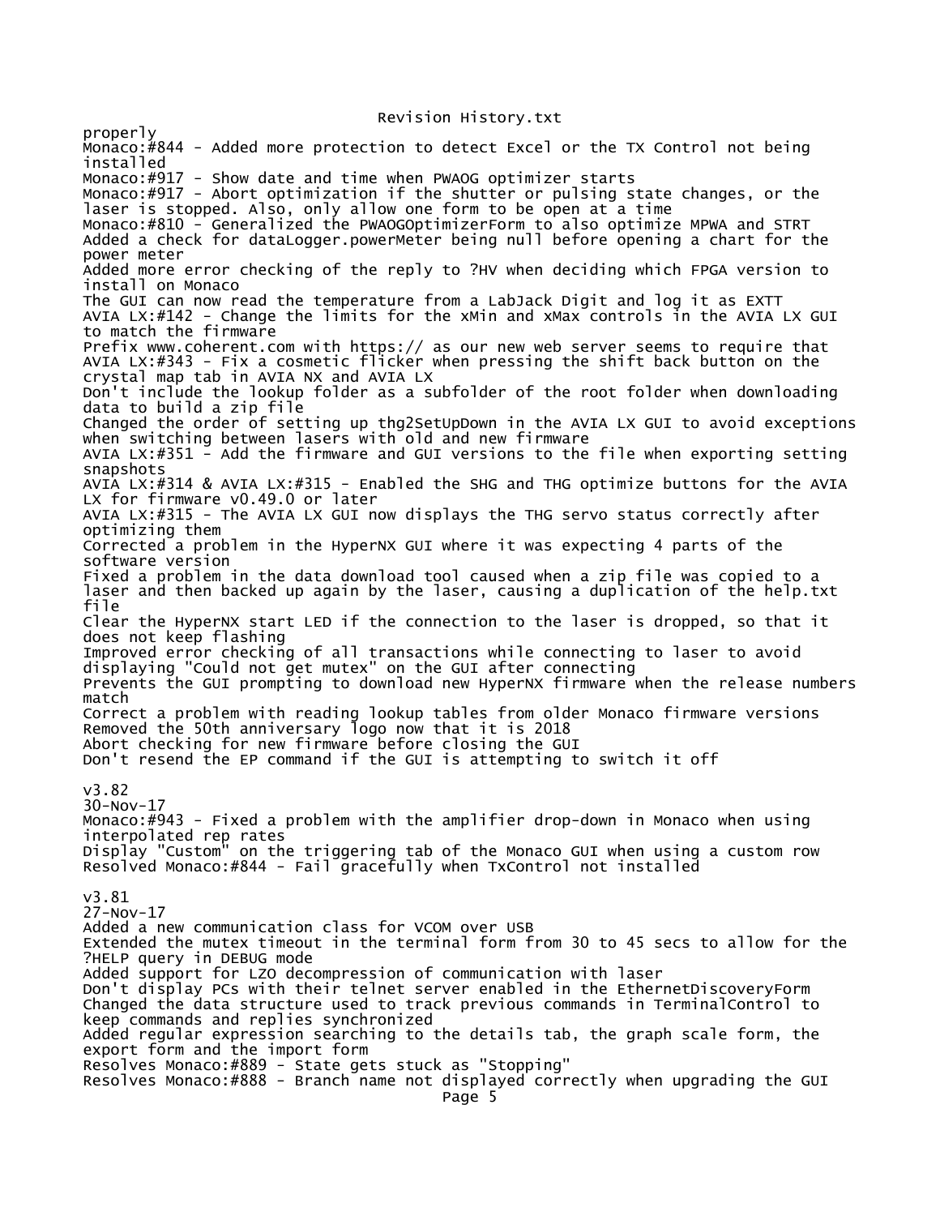properly
Monaco:#844 - Added more protection to detect Excel or the TX Control not being installed
Monaco:#917 - Show date and time when PWAOG optimizer starts
Monaco:#917 - Abort optimization if the shutter or pulsing state changes, or the laser is stopped. Also, only allow one form to be open at a time
Monaco:#810 - Generalized the PWAOGOptimizerForm to also optimize MPWA and STRT
Added a check for dataLogger.powerMeter being null before opening a chart for the power meter
Added more error checking of the reply to ?HV when deciding which FPGA version to install on Monaco
The GUI can now read the temperature from a LabJack Digit and log it as EXTT
AVIA LX:#142 - Change the limits for the xMin and xMax controls in the AVIA LX GUI to match the firmware
Prefix www.coherent.com with https:// as our new web server seems to require that
AVIA LX:#343 - Fix a cosmetic flicker when pressing the shift back button on the crystal map tab in AVIA NX and AVIA LX
Don't include the lookup folder as a subfolder of the root folder when downloading data to build a zip file
Changed the order of setting up thg2SetUpDown in the AVIA LX GUI to avoid exceptions when switching between lasers with old and new firmware
AVIA LX:#351 - Add the firmware and GUI versions to the file when exporting setting snapshots
AVIA LX:#314 & AVIA LX:#315 - Enabled the SHG and THG optimize buttons for the AVIA LX for firmware v0.49.0 or later
AVIA LX:#315 - The AVIA LX GUI now displays the THG servo status correctly after optimizing them
Corrected a problem in the HyperNX GUI where it was expecting 4 parts of the software version
Fixed a problem in the data download tool caused when a zip file was copied to a laser and then backed up again by the laser, causing a duplication of the help.txt file
Clear the HyperNX start LED if the connection to the laser is dropped, so that it does not keep flashing
Improved error checking of all transactions while connecting to laser to avoid displaying "Could not get mutex" on the GUI after connecting
Prevents the GUI prompting to download new HyperNX firmware when the release numbers match
Correct a problem with reading lookup tables from older Monaco firmware versions
Removed the 50th anniversary logo now that it is 2018
Abort checking for new firmware before closing the GUI
Don't resend the EP command if the GUI is attempting to switch it off

v3.82
30-Nov-17
Monaco:#943 - Fixed a problem with the amplifier drop-down in Monaco when using interpolated rep rates
Display "Custom" on the triggering tab of the Monaco GUI when using a custom row
Resolved Monaco:#844 - Fail gracefully when TxControl not installed

v3.81
27-Nov-17
Added a new communication class for VCOM over USB
Extended the mutex timeout in the terminal form from 30 to 45 secs to allow for the ?HELP query in DEBUG mode
Added support for LZO decompression of communication with laser
Don't display PCs with their telnet server enabled in the EthernetDiscoveryForm
Changed the data structure used to track previous commands in TerminalControl to keep commands and replies synchronized
Added regular expression searching to the details tab, the graph scale form, the export form and the import form
Resolves Monaco:#889 - State gets stuck as "Stopping"
Resolves Monaco:#888 - Branch name not displayed correctly when upgrading the GUI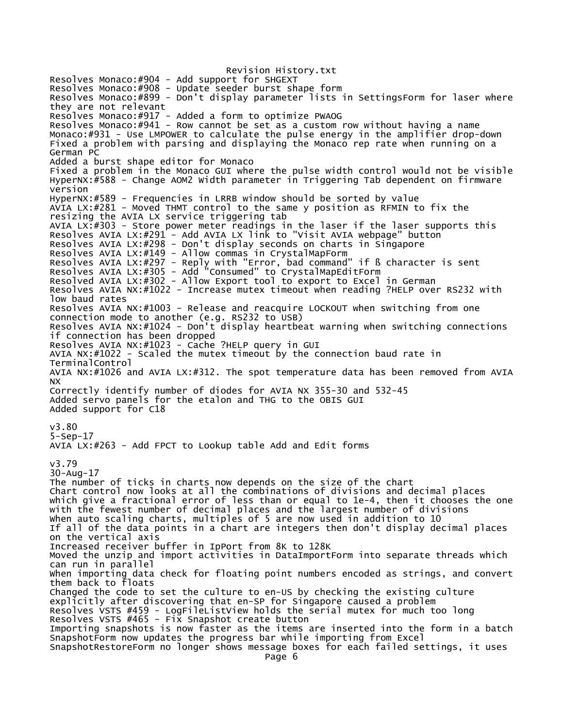Resolves Monaco:#904 - Add support for SHGEXT
Resolves Monaco:#908 - Update seeder burst shape form
Resolves Monaco:#899 - Don't display parameter lists in SettingsForm for laser where they are not relevant
Resolves Monaco:#917 - Added a form to optimize PWAOG
Resolves Monaco:#941 - Row cannot be set as a custom row without having a name
Monaco:#931 - Use LMPOWER to calculate the pulse energy in the amplifier drop-down
Fixed a problem with parsing and displaying the Monaco rep rate when running on a German PC
Added a burst shape editor for Monaco
Fixed a problem in the Monaco GUI where the pulse width control would not be visible
HyperNX:#588 - Change AOM2 Width parameter in Triggering Tab dependent on firmware version
HyperNX:#589 - Frequencies in LRRB window should be sorted by value
AVIA LX:#281 - Moved THMT control to the same y position as RFMIN to fix the resizing the AVIA LX service triggering tab
AVIA LX:#303 - Store power meter readings in the laser if the laser supports this
Resolves AVIA LX:#291 - Add AVIA LX link to "Visit AVIA webpage" button
Resolves AVIA LX:#298 - Don't display seconds on charts in Singapore
Resolves AVIA LX:#149 - Allow commas in CrystalMapForm
Resolves AVIA LX:#297 - Reply with "Error, bad command" if ß character is sent
Resolves AVIA LX:#305 - Add "Consumed" to CrystalMapEditForm
Resolved AVIA LX:#302 - Allow Export tool to export to Excel in German
Resolves AVIA NX:#1022 - Increase mutex timeout when reading ?HELP over RS232 with low baud rates
Resolves AVIA NX:#1003 - Release and reacquire LOCKOUT when switching from one connection mode to another (e.g. RS232 to USB)
Resolves AVIA NX:#1024 - Don't display heartbeat warning when switching connections if connection has been dropped
Resolves AVIA NX:#1023 - Cache ?HELP query in GUI
AVIA NX:#1022 - Scaled the mutex timeout by the connection baud rate in TerminalControl
AVIA NX:#1026 and AVIA LX:#312. The spot temperature data has been removed from AVIA NX
Correctly identify number of diodes for AVIA NX 355-30 and 532-45
Added servo panels for the etalon and THG to the OBIS GUI
Added support for C18

v3.80
5-Sep-17
AVIA LX:#263 - Add FPCT to Lookup table Add and Edit forms

v3.79
30-Aug-17
The number of ticks in charts now depends on the size of the chart
Chart control now looks at all the combinations of divisions and decimal places which give a fractional error of less than or equal to 1e-4, then it chooses the one with the fewest number of decimal places and the largest number of divisions
When auto scaling charts, multiples of 5 are now used in addition to 10
If all of the data points in a chart are integers then don't display decimal places on the vertical axis
Increased receiver buffer in IpPort from 8K to 128K
Moved the unzip and import activities in DataImportForm into separate threads which can run in parallel
When importing data check for floating point numbers encoded as strings, and convert them back to floats
Changed the code to set the culture to en-US by checking the existing culture explicitly after discovering that en-SP for Singapore caused a problem
Resolves VSTS #459 - LogFileListView holds the serial mutex for much too long
Resolves VSTS #465 - Fix Snapshot create button
Importing snapshots is now faster as the items are inserted into the form in a batch
SnapshotForm now updates the progress bar while importing from Excel
SnapshotRestoreForm no longer shows message boxes for each failed settings, it uses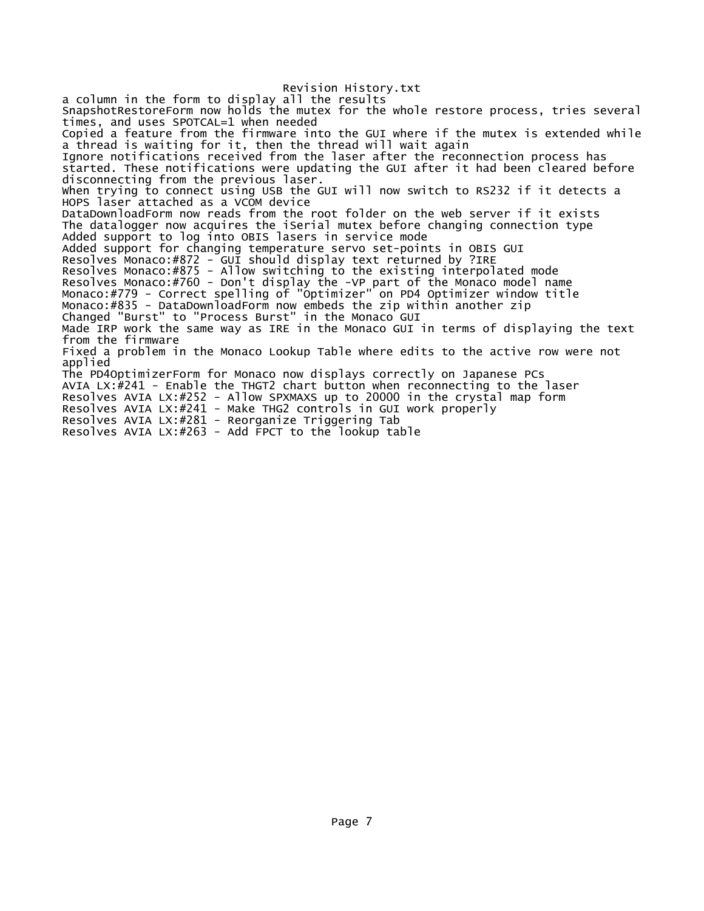a column in the form to display all the results
SnapshotRestoreForm now holds the mutex for the whole restore process, tries several times, and uses SPOTCAL=1 when needed
Copied a feature from the firmware into the GUI where if the mutex is extended while a thread is waiting for it, then the thread will wait again
Ignore notifications received from the laser after the reconnection process has started. These notifications were updating the GUI after it had been cleared before disconnecting from the previous laser.
When trying to connect using USB the GUI will now switch to RS232 if it detects a HOPS laser attached as a VCOM device
DataDownloadForm now reads from the root folder on the web server if it exists
The datalogger now acquires the iSerial mutex before changing connection type
Added support to log into OBIS lasers in service mode
Added support for changing temperature servo set-points in OBIS GUI
Resolves Monaco:#872 - GUI should display text returned by ?IRE
Resolves Monaco:#875 - Allow switching to the existing interpolated mode
Resolves Monaco:#760 - Don't display the -VP part of the Monaco model name
Monaco:#779 - Correct spelling of "Optimizer" on PD4 Optimizer window title
Monaco:#835 - DataDownloadForm now embeds the zip within another zip
Changed "Burst" to "Process Burst" in the Monaco GUI
Made IRP work the same way as IRE in the Monaco GUI in terms of displaying the text from the firmware
Fixed a problem in the Monaco Lookup Table where edits to the active row were not applied
The PD4OptimizerForm for Monaco now displays correctly on Japanese PCs
AVIA LX:#241 - Enable the THGT2 chart button when reconnecting to the laser
Resolves AVIA LX:#252 - Allow SPXMAXS up to 20000 in the crystal map form
Resolves AVIA LX:#241 - Make THG2 controls in GUI work properly
Resolves AVIA LX:#281 - Reorganize Triggering Tab
Resolves AVIA LX:#263 - Add FPCT to the lookup table